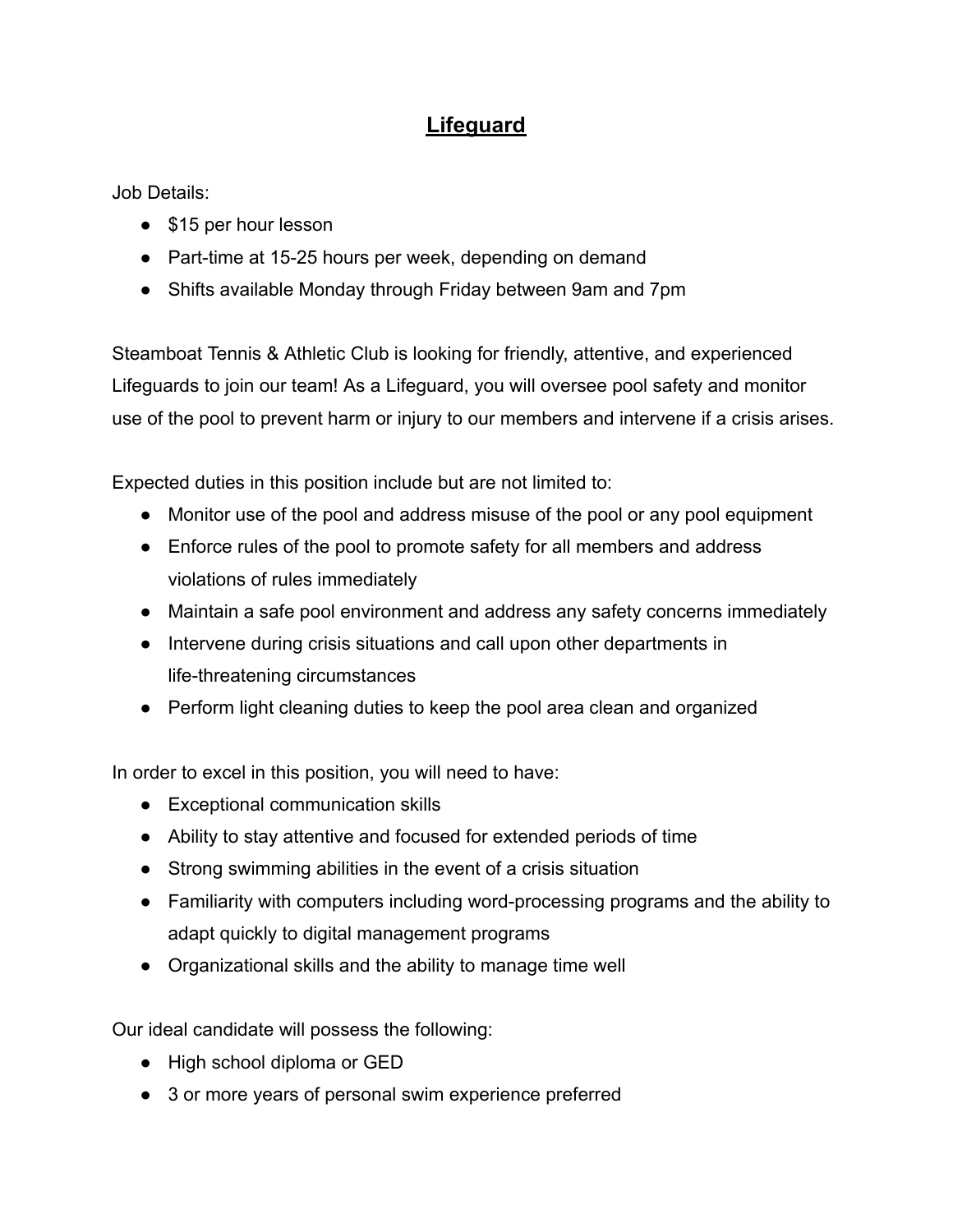# Lifeguard

Job Details:

- $15 per hour lesson
- Part-time at 15-25 hours per week, depending on demand
- Shifts available Monday through Friday between 9am and 7pm

Steamboat Tennis & Athletic Club is looking for friendly, attentive, and experienced Lifeguards to join our team! As a Lifeguard, you will oversee pool safety and monitor use of the pool to prevent harm or injury to our members and intervene if a crisis arises.

Expected duties in this position include but are not limited to:

- Monitor use of the pool and address misuse of the pool or any pool equipment
- Enforce rules of the pool to promote safety for all members and address violations of rules immediately
- Maintain a safe pool environment and address any safety concerns immediately
- Intervene during crisis situations and call upon other departments in life-threatening circumstances
- Perform light cleaning duties to keep the pool area clean and organized

In order to excel in this position, you will need to have:

- Exceptional communication skills
- Ability to stay attentive and focused for extended periods of time
- Strong swimming abilities in the event of a crisis situation
- Familiarity with computers including word-processing programs and the ability to adapt quickly to digital management programs
- Organizational skills and the ability to manage time well

Our ideal candidate will possess the following:

- High school diploma or GED
- 3 or more years of personal swim experience preferred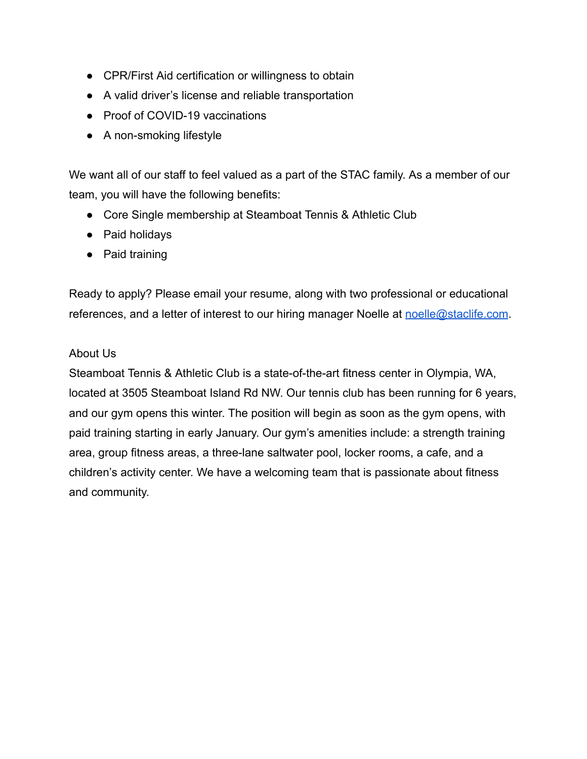- CPR/First Aid certification or willingness to obtain
- A valid driver's license and reliable transportation
- Proof of COVID-19 vaccinations
- A non-smoking lifestyle

We want all of our staff to feel valued as a part of the STAC family. As a member of our team, you will have the following benefits:

- Core Single membership at Steamboat Tennis & Athletic Club
- Paid holidays
- Paid training

Ready to apply? Please email your resume, along with two professional or educational references, and a letter of interest to our hiring manager Noelle at [noelle@staclife.com](mailto:noelle@staclife.com).

About Us

Steamboat Tennis & Athletic Club is a state-of-the-art fitness center in Olympia, WA, located at 3505 Steamboat Island Rd NW. Our tennis club has been running for 6 years, and our gym opens this winter. The position will begin as soon as the gym opens, with paid training starting in early January. Our gym's amenities include: a strength training area, group fitness areas, a three-lane saltwater pool, locker rooms, a cafe, and a children's activity center. We have a welcoming team that is passionate about fitness and community.